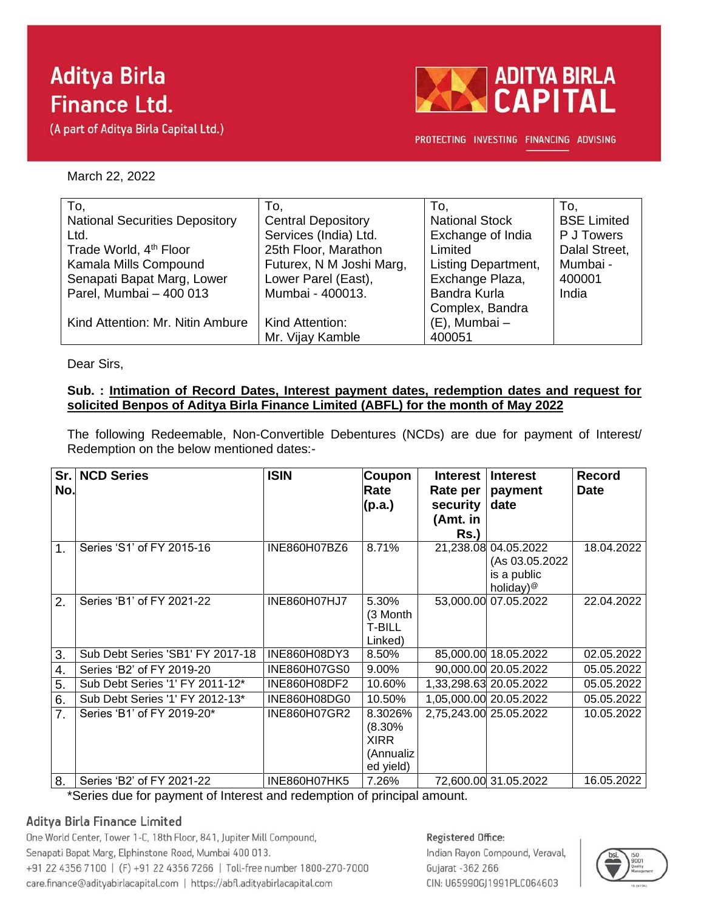# Aditya Birla Finance Ltd.

(A part of Aditya Birla Capital Ltd.)

ADITYA BIRLA CAPITAL

PROTECTING INVESTING FINANCING ADVISING

March 22, 2022

| To, National Securities Depository Ltd. Trade World, 4th Floor Kamala Mills Compound Senapati Bapat Marg, Lower Parel, Mumbai – 400 013 Kind Attention: Mr. Nitin Ambure | To, Central Depository Services (India) Ltd. 25th Floor, Marathon Futurex, N M Joshi Marg, Lower Parel (East), Mumbai - 400013. Kind Attention: Mr. Vijay Kamble | To, National Stock Exchange of India Limited Listing Department, Exchange Plaza, Bandra Kurla Complex, Bandra (E), Mumbai – 400051 | To, BSE Limited P J Towers Dalal Street, Mumbai - 400001 India |
|---|---|---|---|

Dear Sirs,

**Sub. : Intimation of Record Dates, Interest payment dates, redemption dates and request for solicited Benpos of Aditya Birla Finance Limited (ABFL) for the month of May 2022**

The following Redeemable, Non-Convertible Debentures (NCDs) are due for payment of Interest/ Redemption on the below mentioned dates:-

| Sr. No. | NCD Series | ISIN | Coupon Rate (p.a.) | Interest Rate per security (Amt. in Rs.) | Interest payment date | Record Date |
|---|---|---|---|---|---|---|
| 1. | Series 'S1' of FY 2015-16 | INE860H07BZ6 | 8.71% | 21,238.08 | 04.05.2022 (As 03.05.2022 is a public holiday)@ | 18.04.2022 |
| 2. | Series 'B1' of FY 2021-22 | INE860H07HJ7 | 5.30% (3 Month T-BILL Linked) | 53,000.00 | 07.05.2022 | 22.04.2022 |
| 3. | Sub Debt Series 'SB1' FY 2017-18 | INE860H08DY3 | 8.50% | 85,000.00 | 18.05.2022 | 02.05.2022 |
| 4. | Series 'B2' of FY 2019-20 | INE860H07GS0 | 9.00% | 90,000.00 | 20.05.2022 | 05.05.2022 |
| 5. | Sub Debt Series '1' FY 2011-12* | INE860H08DF2 | 10.60% | 1,33,298.63 | 20.05.2022 | 05.05.2022 |
| 6. | Sub Debt Series '1' FY 2012-13* | INE860H08DG0 | 10.50% | 1,05,000.00 | 20.05.2022 | 05.05.2022 |
| 7. | Series 'B1' of FY 2019-20* | INE860H07GR2 | 8.3026% (8.30% XIRR (Annualized yield) | 2,75,243.00 | 25.05.2022 | 10.05.2022 |
| 8. | Series 'B2' of FY 2021-22 | INE860H07HK5 | 7.26% | 72,600.00 | 31.05.2022 | 16.05.2022 |

*Series due for payment of Interest and redemption of principal amount.

**Aditya Birla Finance Limited**

One World Center, Tower 1-C, 18th Floor, 841, Jupiter Mill Compound, Senapati Bapat Marg, Elphinstone Road, Mumbai 400 013.
+91 22 4356 7100 | (F) +91 22 4356 7266 | Toll-free number 1800-270-7000
care.finance@adityabirlacapital.com | https://abfl.adityabirlacapital.com

Registered Office:
Indian Rayon Compound, Veraval, Gujarat -362 266
CIN: U65990GJ1991PLC064603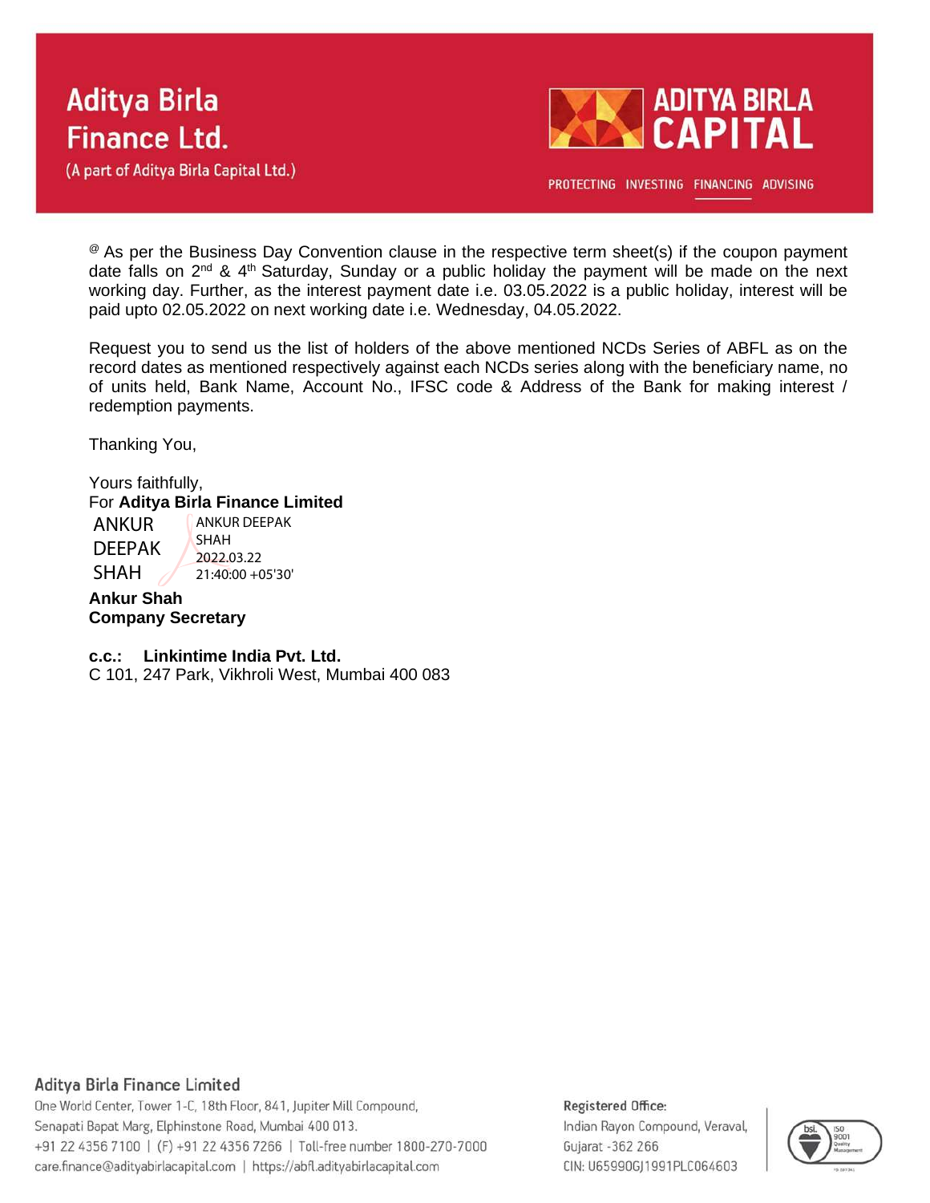[@] As per the Business Day Convention clause in the respective term sheet(s) if the coupon payment date falls on 2nd & 4th Saturday, Sunday or a public holiday the payment will be made on the next working day. Further, as the interest payment date i.e. 03.05.2022 is a public holiday, interest will be paid upto 02.05.2022 on next working date i.e. Wednesday, 04.05.2022.

Request you to send us the list of holders of the above mentioned NCDs Series of ABFL as on the record dates as mentioned respectively against each NCDs series along with the beneficiary name, no of units held, Bank Name, Account No., IFSC code & Address of the Bank for making interest / redemption payments.

Thanking You,

Yours faithfully,
For **Aditya Birla Finance Limited**

ANKUR DEEPAK SHAH

ANKUR DEEPAK SHAH
2022.03.22
21:40:00 +05'30'

**Ankur Shah**
**Company Secretary**

**c.c.: Linkintime India Pvt. Ltd.**
C 101, 247 Park, Vikhroli West, Mumbai 400 083

Aditya Birla Finance Limited
One World Center, Tower 1-C, 18th Floor, 841, Jupiter Mill Compound,
Senapati Bapat Marg, Elphinstone Road, Mumbai 400 013.
+91 22 4356 7100 | (F) +91 22 4356 7266 | Toll-free number 1800-270-7000
care.finance@adityabirlacapital.com | https://abfl.adityabirlacapital.com

Registered Office:
Indian Rayon Compound, Veraval,
Gujarat -362 266
CIN: U65990GJ1991PLC064603